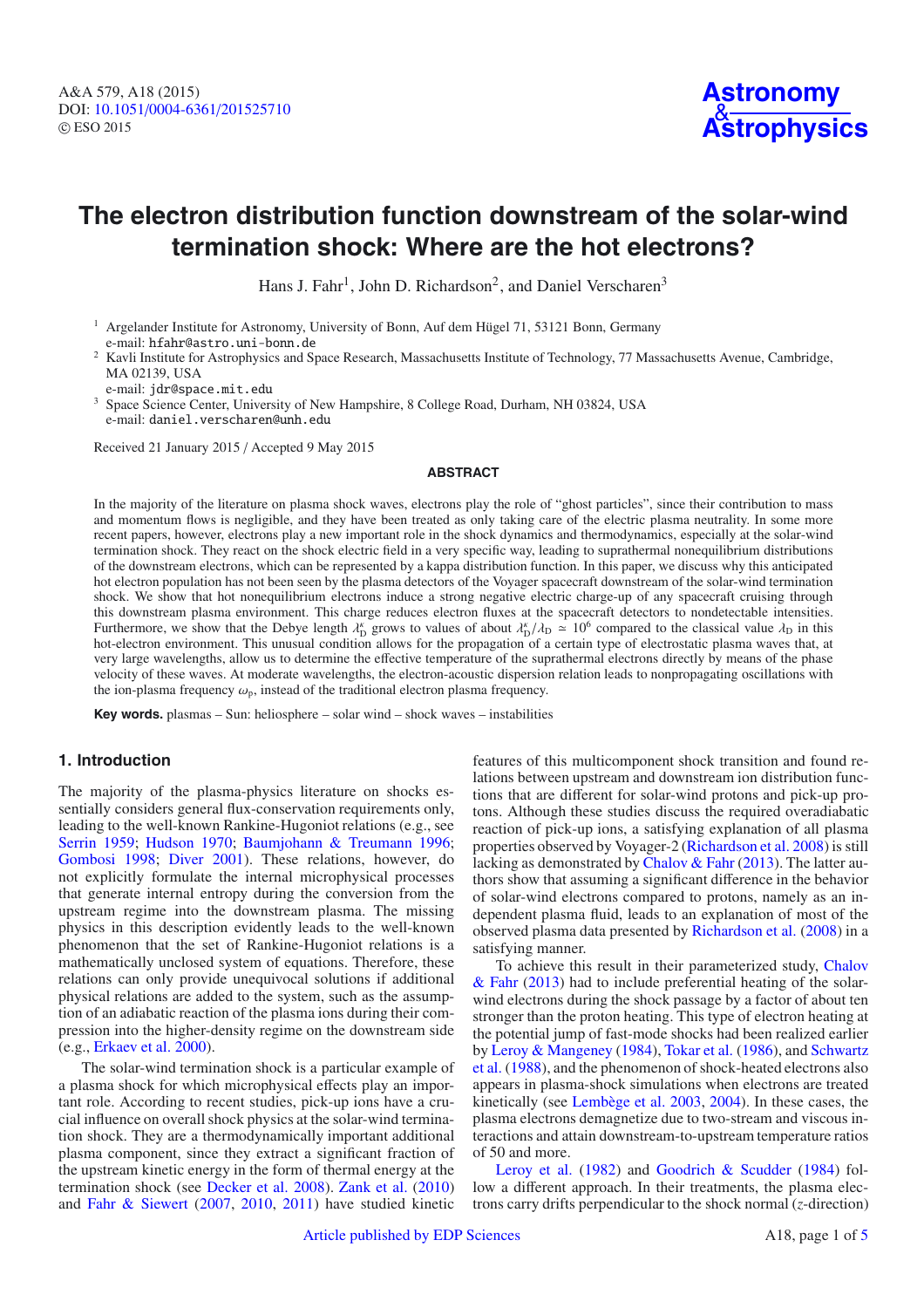# The electron distribution function downstream of the solar-wind termination shock: Where are the hot electrons?

Hans J. Fahr[1], John D. Richardson[2], and Daniel Verscharen[3]

[1] Argelander Institute for Astronomy, University of Bonn, Auf dem Hügel 71, 53121 Bonn, Germany
e-mail: hfahr@astro.uni-bonn.de

[2] Kavli Institute for Astrophysics and Space Research, Massachusetts Institute of Technology, 77 Massachusetts Avenue, Cambridge, MA 02139, USA
e-mail: jdr@space.mit.edu

[3] Space Science Center, University of New Hampshire, 8 College Road, Durham, NH 03824, USA
e-mail: daniel.verscharen@unh.edu

Received 21 January 2015 / Accepted 9 May 2015

## ABSTRACT

In the majority of the literature on plasma shock waves, electrons play the role of "ghost particles", since their contribution to mass and momentum flows is negligible, and they have been treated as only taking care of the electric plasma neutrality. In some more recent papers, however, electrons play a new important role in the shock dynamics and thermodynamics, especially at the solar-wind termination shock. They react on the shock electric field in a very specific way, leading to suprathermal nonequilibrium distributions of the downstream electrons, which can be represented by a kappa distribution function. In this paper, we discuss why this anticipated hot electron population has not been seen by the plasma detectors of the Voyager spacecraft downstream of the solar-wind termination shock. We show that hot nonequilibrium electrons induce a strong negative electric charge-up of any spacecraft cruising through this downstream plasma environment. This charge reduces electron fluxes at the spacecraft detectors to nondetectable intensities. Furthermore, we show that the Debye length $\lambda_{\rm D}^{\kappa}$ grows to values of about $\lambda_{\rm D}^{\kappa}/\lambda_{\rm D} \simeq 10^6$ compared to the classical value $\lambda_{\rm D}$ in this hot-electron environment. This unusual condition allows for the propagation of a certain type of electrostatic plasma waves that, at very large wavelengths, allow us to determine the effective temperature of the suprathermal electrons directly by means of the phase velocity of these waves. At moderate wavelengths, the electron-acoustic dispersion relation leads to nonpropagating oscillations with the ion-plasma frequency $\omega_{\rm p}$, instead of the traditional electron plasma frequency.

**Key words.** plasmas – Sun: heliosphere – solar wind – shock waves – instabilities

## 1. Introduction

The majority of the plasma-physics literature on shocks essentially considers general flux-conservation requirements only, leading to the well-known Rankine-Hugoniot relations (e.g., see Serrin 1959; Hudson 1970; Baumjohann & Treumann 1996; Gombosi 1998; Diver 2001). These relations, however, do not explicitly formulate the internal microphysical processes that generate internal entropy during the conversion from the upstream regime into the downstream plasma. The missing physics in this description evidently leads to the well-known phenomenon that the set of Rankine-Hugoniot relations is a mathematically unclosed system of equations. Therefore, these relations can only provide unequivocal solutions if additional physical relations are added to the system, such as the assumption of an adiabatic reaction of the plasma ions during their compression into the higher-density regime on the downstream side (e.g., Erkaev et al. 2000).

The solar-wind termination shock is a particular example of a plasma shock for which microphysical effects play an important role. According to recent studies, pick-up ions have a crucial influence on overall shock physics at the solar-wind termination shock. They are a thermodynamically important additional plasma component, since they extract a significant fraction of the upstream kinetic energy in the form of thermal energy at the termination shock (see Decker et al. 2008). Zank et al. (2010) and Fahr & Siewert (2007, 2010, 2011) have studied kinetic features of this multicomponent shock transition and found relations between upstream and downstream ion distribution functions that are different for solar-wind protons and pick-up protons. Although these studies discuss the required overadiabatic reaction of pick-up ions, a satisfying explanation of all plasma properties observed by Voyager-2 (Richardson et al. 2008) is still lacking as demonstrated by Chalov & Fahr (2013). The latter authors show that assuming a significant difference in the behavior of solar-wind electrons compared to protons, namely as an independent plasma fluid, leads to an explanation of most of the observed plasma data presented by Richardson et al. (2008) in a satisfying manner.

To achieve this result in their parameterized study, Chalov & Fahr (2013) had to include preferential heating of the solar-wind electrons during the shock passage by a factor of about ten stronger than the proton heating. This type of electron heating at the potential jump of fast-mode shocks had been realized earlier by Leroy & Mangeney (1984), Tokar et al. (1986), and Schwartz et al. (1988), and the phenomenon of shock-heated electrons also appears in plasma-shock simulations when electrons are treated kinetically (see Lembège et al. 2003, 2004). In these cases, the plasma electrons demagnetize due to two-stream and viscous interactions and attain downstream-to-upstream temperature ratios of 50 and more.

Leroy et al. (1982) and Goodrich & Scudder (1984) follow a different approach. In their treatments, the plasma electrons carry drifts perpendicular to the shock normal ($z$-direction)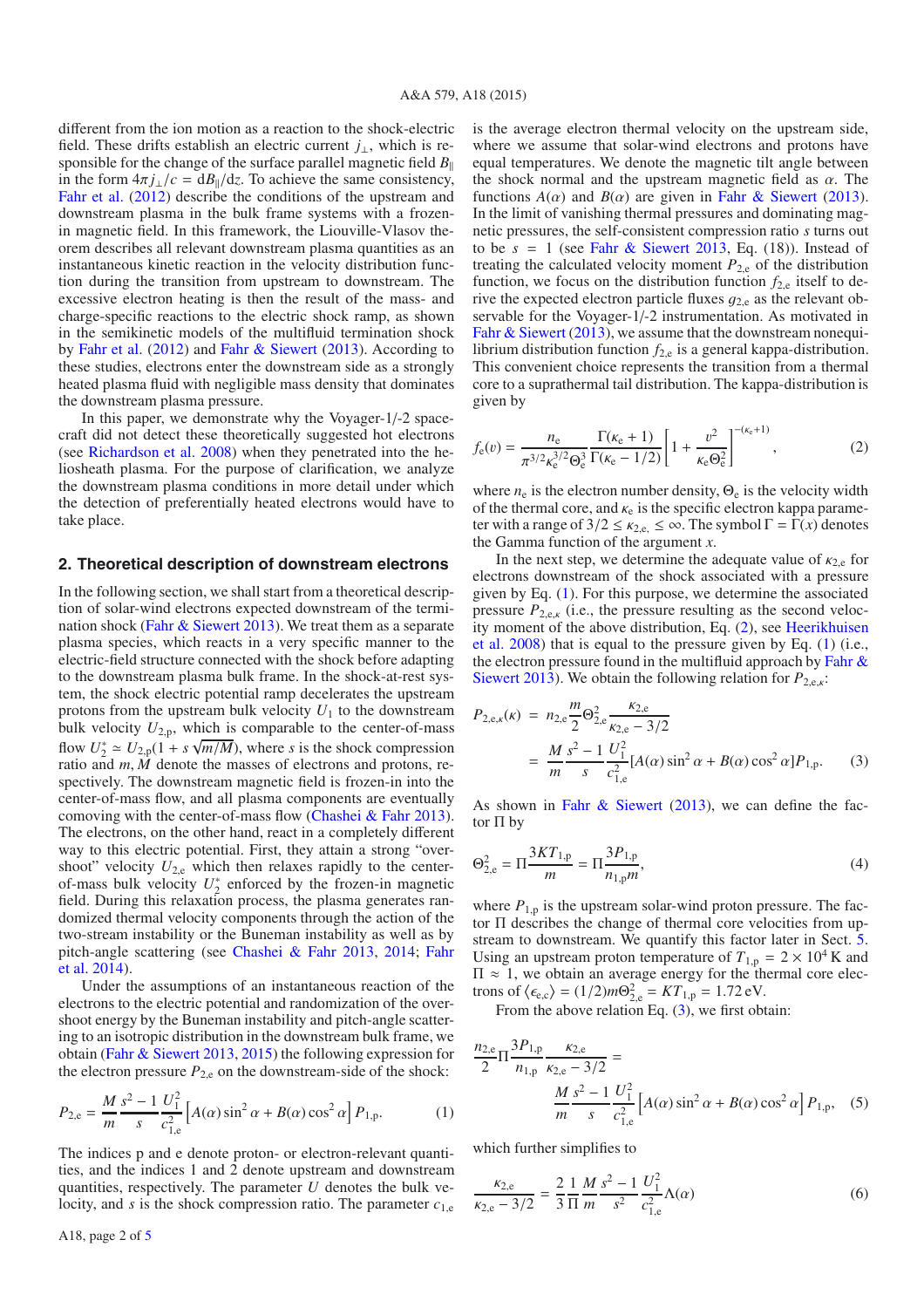different from the ion motion as a reaction to the shock-electric field. These drifts establish an electric current $j_\perp$, which is responsible for the change of the surface parallel magnetic field $B_\parallel$ in the form $4\pi j_\perp/c = \mathrm{d}B_\parallel/\mathrm{d}z$. To achieve the same consistency, Fahr et al. (2012) describe the conditions of the upstream and downstream plasma in the bulk frame systems with a frozen-in magnetic field. In this framework, the Liouville-Vlasov theorem describes all relevant downstream plasma quantities as an instantaneous kinetic reaction in the velocity distribution function during the transition from upstream to downstream. The excessive electron heating is then the result of the mass- and charge-specific reactions to the electric shock ramp, as shown in the semikinetic models of the multifluid termination shock by Fahr et al. (2012) and Fahr & Siewert (2013). According to these studies, electrons enter the downstream side as a strongly heated plasma fluid with negligible mass density that dominates the downstream plasma pressure.

In this paper, we demonstrate why the Voyager-1/-2 spacecraft did not detect these theoretically suggested hot electrons (see Richardson et al. 2008) when they penetrated into the heliosheath plasma. For the purpose of clarification, we analyze the downstream plasma conditions in more detail under which the detection of preferentially heated electrons would have to take place.

## 2. Theoretical description of downstream electrons

In the following section, we shall start from a theoretical description of solar-wind electrons expected downstream of the termination shock (Fahr & Siewert 2013). We treat them as a separate plasma species, which reacts in a very specific manner to the electric-field structure connected with the shock before adapting to the downstream plasma bulk frame. In the shock-at-rest system, the shock electric potential ramp decelerates the upstream protons from the upstream bulk velocity $U_1$ to the downstream bulk velocity $U_{2,\mathrm{p}}$, which is comparable to the center-of-mass flow $U_2^* \simeq U_{2,\mathrm{p}}(1 + s\sqrt{m/M})$, where $s$ is the shock compression ratio and $m, M$ denote the masses of electrons and protons, respectively. The downstream magnetic field is frozen-in into the center-of-mass flow, and all plasma components are eventually comoving with the center-of-mass flow (Chashei & Fahr 2013). The electrons, on the other hand, react in a completely different way to this electric potential. First, they attain a strong "overshoot" velocity $U_{2,\mathrm{e}}$ which then relaxes rapidly to the center-of-mass bulk velocity $U_2^*$ enforced by the frozen-in magnetic field. During this relaxation process, the plasma generates randomized thermal velocity components through the action of the two-stream instability or the Buneman instability as well as by pitch-angle scattering (see Chashei & Fahr 2013, 2014; Fahr et al. 2014).

Under the assumptions of an instantaneous reaction of the electrons to the electric potential and randomization of the overshoot energy by the Buneman instability and pitch-angle scattering to an isotropic distribution in the downstream bulk frame, we obtain (Fahr & Siewert 2013, 2015) the following expression for the electron pressure $P_{2,\mathrm{e}}$ on the downstream-side of the shock:

$$P_{2,\mathrm{e}} = \frac{M}{m}\frac{s^2-1}{s}\frac{U_1^2}{c_{1,\mathrm{e}}^2}\left[A(\alpha)\sin^2\alpha + B(\alpha)\cos^2\alpha\right]P_{1,\mathrm{p}}. \quad (1)$$

The indices p and e denote proton- or electron-relevant quantities, and the indices 1 and 2 denote upstream and downstream quantities, respectively. The parameter $U$ denotes the bulk velocity, and $s$ is the shock compression ratio. The parameter $c_{1,\mathrm{e}}$ is the average electron thermal velocity on the upstream side, where we assume that solar-wind electrons and protons have equal temperatures. We denote the magnetic tilt angle between the shock normal and the upstream magnetic field as $\alpha$. The functions $A(\alpha)$ and $B(\alpha)$ are given in Fahr & Siewert (2013). In the limit of vanishing thermal pressures and dominating magnetic pressures, the self-consistent compression ratio $s$ turns out to be $s = 1$ (see Fahr & Siewert 2013, Eq. (18)). Instead of treating the calculated velocity moment $P_{2,\mathrm{e}}$ of the distribution function, we focus on the distribution function $f_{2,\mathrm{e}}$ itself to derive the expected electron particle fluxes $g_{2,\mathrm{e}}$ as the relevant observable for the Voyager-1/-2 instrumentation. As motivated in Fahr & Siewert (2013), we assume that the downstream nonequilibrium distribution function $f_{2,\mathrm{e}}$ is a general kappa-distribution. This convenient choice represents the transition from a thermal core to a suprathermal tail distribution. The kappa-distribution is given by

$$f_\mathrm{e}(v) = \frac{n_\mathrm{e}}{\pi^{3/2}\kappa_\mathrm{e}^{3/2}\Theta_\mathrm{e}^3}\frac{\Gamma(\kappa_\mathrm{e}+1)}{\Gamma(\kappa_\mathrm{e}-1/2)}\left[1 + \frac{v^2}{\kappa_\mathrm{e}\Theta_\mathrm{e}^2}\right]^{-(\kappa_\mathrm{e}+1)}, \quad (2)$$

where $n_\mathrm{e}$ is the electron number density, $\Theta_\mathrm{e}$ is the velocity width of the thermal core, and $\kappa_\mathrm{e}$ is the specific electron kappa parameter with a range of $3/2 \leq \kappa_{2,\mathrm{e},} \leq \infty$. The symbol $\Gamma = \Gamma(x)$ denotes the Gamma function of the argument $x$.

In the next step, we determine the adequate value of $\kappa_{2,\mathrm{e}}$ for electrons downstream of the shock associated with a pressure given by Eq. (1). For this purpose, we determine the associated pressure $P_{2,\mathrm{e},\kappa}$ (i.e., the pressure resulting as the second velocity moment of the above distribution, Eq. (2), see Heerikhuisen et al. 2008) that is equal to the pressure given by Eq. (1) (i.e., the electron pressure found in the multifluid approach by Fahr & Siewert 2013). We obtain the following relation for $P_{2,\mathrm{e},\kappa}$:

$$\begin{aligned} P_{2,\mathrm{e},\kappa}(\kappa) &= n_{2,\mathrm{e}}\frac{m}{2}\Theta_{2,\mathrm{e}}^2\frac{\kappa_{2,\mathrm{e}}}{\kappa_{2,\mathrm{e}}-3/2} \\ &= \frac{M}{m}\frac{s^2-1}{s}\frac{U_1^2}{c_{1,\mathrm{e}}^2}[A(\alpha)\sin^2\alpha + B(\alpha)\cos^2\alpha]P_{1,\mathrm{p}}. \quad (3) \end{aligned}$$

As shown in Fahr & Siewert (2013), we can define the factor $\Pi$ by

$$\Theta_{2,\mathrm{e}}^2 = \Pi\frac{3KT_{1,\mathrm{p}}}{m} = \Pi\frac{3P_{1,\mathrm{p}}}{n_{1,\mathrm{p}}m}, \quad (4)$$

where $P_{1,\mathrm{p}}$ is the upstream solar-wind proton pressure. The factor $\Pi$ describes the change of thermal core velocities from upstream to downstream. We quantify this factor later in Sect. 5. Using an upstream proton temperature of $T_{1,\mathrm{p}} = 2\times10^4$ K and $\Pi \approx 1$, we obtain an average energy for the thermal core electrons of $\langle\epsilon_{\mathrm{e,c}}\rangle = (1/2)m\Theta_{2,\mathrm{e}}^2 = KT_{1,\mathrm{p}} = 1.72$ eV.

From the above relation Eq. (3), we first obtain:

$$\frac{n_{2,\mathrm{e}}}{2}\Pi\frac{3P_{1,\mathrm{p}}}{n_{1,\mathrm{p}}}\frac{\kappa_{2,\mathrm{e}}}{\kappa_{2,\mathrm{e}}-3/2} = \frac{M}{m}\frac{s^2-1}{s}\frac{U_1^2}{c_{1,\mathrm{e}}^2}\left[A(\alpha)\sin^2\alpha + B(\alpha)\cos^2\alpha\right]P_{1,\mathrm{p}}, \quad (5)$$

which further simplifies to

$$\frac{\kappa_{2,\mathrm{e}}}{\kappa_{2,\mathrm{e}}-3/2} = \frac{2}{3}\frac{1}{\Pi}\frac{M}{m}\frac{s^2-1}{s^2}\frac{U_1^2}{c_{1,\mathrm{e}}^2}\Lambda(\alpha) \quad (6)$$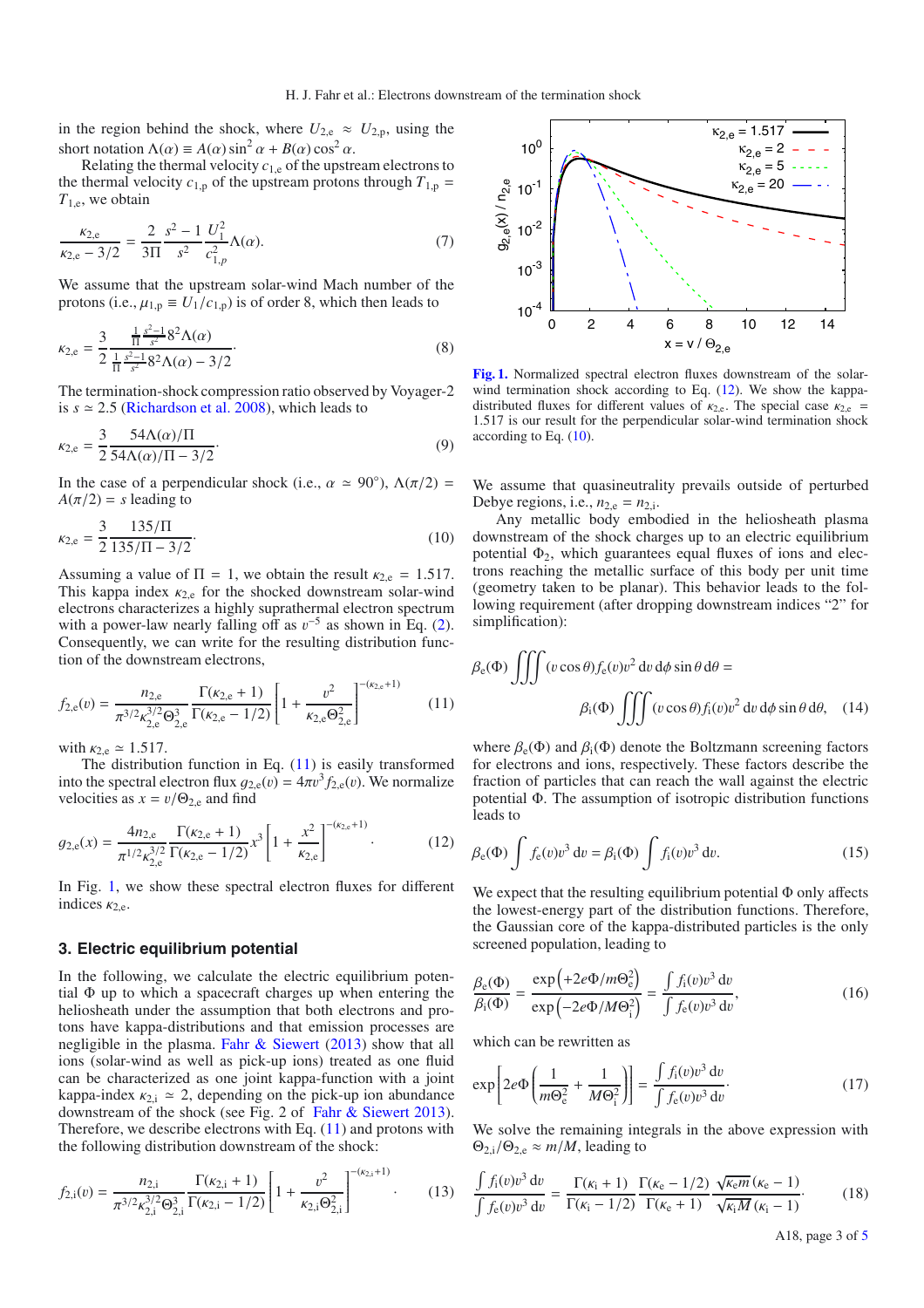in the region behind the shock, where $U_{2,e} \approx U_{2,p}$, using the short notation $\Lambda(\alpha) \equiv A(\alpha)\sin^2\alpha + B(\alpha)\cos^2\alpha$.

Relating the thermal velocity $c_{1,e}$ of the upstream electrons to the thermal velocity $c_{1,p}$ of the upstream protons through $T_{1,p} = T_{1,e}$, we obtain

$$\frac{\kappa_{2,e}}{\kappa_{2,e} - 3/2} = \frac{2}{3\Pi}\frac{s^2-1}{s^2}\frac{U_1^2}{c_{1,p}^2}\Lambda(\alpha). \tag{7}$$

We assume that the upstream solar-wind Mach number of the protons (i.e., $\mu_{1,p} \equiv U_1/c_{1,p}$) is of order 8, which then leads to

$$\kappa_{2,e} = \frac{3}{2}\frac{\frac{1}{\Pi}\frac{s^2-1}{s^2}8^2\Lambda(\alpha)}{\frac{1}{\Pi}\frac{s^2-1}{s^2}8^2\Lambda(\alpha) - 3/2}. \tag{8}$$

The termination-shock compression ratio observed by Voyager-2 is $s \simeq 2.5$ (Richardson et al. 2008), which leads to

$$\kappa_{2,e} = \frac{3}{2}\frac{54\Lambda(\alpha)/\Pi}{54\Lambda(\alpha)/\Pi - 3/2}. \tag{9}$$

In the case of a perpendicular shock (i.e., $\alpha \simeq 90°$), $\Lambda(\pi/2) = A(\pi/2) = s$ leading to

$$\kappa_{2,e} = \frac{3}{2}\frac{135/\Pi}{135/\Pi - 3/2}. \tag{10}$$

Assuming a value of $\Pi = 1$, we obtain the result $\kappa_{2,e} = 1.517$. This kappa index $\kappa_{2,e}$ for the shocked downstream solar-wind electrons characterizes a highly suprathermal electron spectrum with a power-law nearly falling off as $v^{-5}$ as shown in Eq. (2). Consequently, we can write for the resulting distribution function of the downstream electrons,

$$f_{2,e}(v) = \frac{n_{2,e}}{\pi^{3/2}\kappa_{2,e}^{3/2}\Theta_{2,e}^3}\frac{\Gamma(\kappa_{2,e}+1)}{\Gamma(\kappa_{2,e}-1/2)}\left[1 + \frac{v^2}{\kappa_{2,e}\Theta_{2,e}^2}\right]^{-(\kappa_{2,e}+1)} \tag{11}$$

with $\kappa_{2,e} \simeq 1.517$.

The distribution function in Eq. (11) is easily transformed into the spectral electron flux $g_{2,e}(v) = 4\pi v^3 f_{2,e}(v)$. We normalize velocities as $x = v/\Theta_{2,e}$ and find

$$g_{2,e}(x) = \frac{4n_{2,e}}{\pi^{1/2}\kappa_{2,e}^{3/2}}\frac{\Gamma(\kappa_{2,e}+1)}{\Gamma(\kappa_{2,e}-1/2)}x^3\left[1 + \frac{x^2}{\kappa_{2,e}}\right]^{-(\kappa_{2,e}+1)}. \tag{12}$$

In Fig. 1, we show these spectral electron fluxes for different indices $\kappa_{2,e}$.

## 3. Electric equilibrium potential

In the following, we calculate the electric equilibrium potential $\Phi$ up to which a spacecraft charges up when entering the heliosheath under the assumption that both electrons and protons have kappa-distributions and that emission processes are negligible in the plasma. Fahr & Siewert (2013) show that all ions (solar-wind as well as pick-up ions) treated as one fluid can be characterized as one joint kappa-function with a joint kappa-index $\kappa_{2,i} \simeq 2$, depending on the pick-up ion abundance downstream of the shock (see Fig. 2 of Fahr & Siewert 2013). Therefore, we describe electrons with Eq. (11) and protons with the following distribution downstream of the shock:

$$f_{2,i}(v) = \frac{n_{2,i}}{\pi^{3/2}\kappa_{2,i}^{3/2}\Theta_{2,i}^3}\frac{\Gamma(\kappa_{2,i}+1)}{\Gamma(\kappa_{2,i}-1/2)}\left[1 + \frac{v^2}{\kappa_{2,i}\Theta_{2,i}^2}\right]^{-(\kappa_{2,i}+1)}. \tag{13}$$

**Fig. 1.** Normalized spectral electron fluxes downstream of the solar-wind termination shock according to Eq. (12). We show the kappa-distributed fluxes for different values of $\kappa_{2,e}$. The special case $\kappa_{2,e} = 1.517$ is our result for the perpendicular solar-wind termination shock according to Eq. (10).

We assume that quasineutrality prevails outside of perturbed Debye regions, i.e., $n_{2,e} = n_{2,i}$.

Any metallic body embodied in the heliosheath plasma downstream of the shock charges up to an electric equilibrium potential $\Phi_2$, which guarantees equal fluxes of ions and electrons reaching the metallic surface of this body per unit time (geometry taken to be planar). This behavior leads to the following requirement (after dropping downstream indices "2" for simplification):

$$\beta_e(\Phi)\iiint(v\cos\theta)f_e(v)v^2\,dv\,d\phi\sin\theta\,d\theta = \beta_i(\Phi)\iiint(v\cos\theta)f_i(v)v^2\,dv\,d\phi\sin\theta\,d\theta, \tag{14}$$

where $\beta_e(\Phi)$ and $\beta_i(\Phi)$ denote the Boltzmann screening factors for electrons and ions, respectively. These factors describe the fraction of particles that can reach the wall against the electric potential $\Phi$. The assumption of isotropic distribution functions leads to

$$\beta_e(\Phi)\int f_e(v)v^3\,dv = \beta_i(\Phi)\int f_i(v)v^3\,dv. \tag{15}$$

We expect that the resulting equilibrium potential $\Phi$ only affects the lowest-energy part of the distribution functions. Therefore, the Gaussian core of the kappa-distributed particles is the only screened population, leading to

$$\frac{\beta_e(\Phi)}{\beta_i(\Phi)} = \frac{\exp\left(+2e\Phi/m\Theta_e^2\right)}{\exp\left(-2e\Phi/M\Theta_i^2\right)} = \frac{\int f_i(v)v^3\,dv}{\int f_e(v)v^3\,dv}, \tag{16}$$

which can be rewritten as

$$\exp\left[2e\Phi\left(\frac{1}{m\Theta_e^2} + \frac{1}{M\Theta_i^2}\right)\right] = \frac{\int f_i(v)v^3\,dv}{\int f_e(v)v^3\,dv}. \tag{17}$$

We solve the remaining integrals in the above expression with $\Theta_{2,i}/\Theta_{2,e} \approx m/M$, leading to

$$\frac{\int f_i(v)v^3\,dv}{\int f_e(v)v^3\,dv} = \frac{\Gamma(\kappa_i+1)}{\Gamma(\kappa_i-1/2)}\frac{\Gamma(\kappa_e-1/2)}{\Gamma(\kappa_e+1)}\frac{\sqrt{\kappa_e m}\,(\kappa_e-1)}{\sqrt{\kappa_i M}\,(\kappa_i-1)}. \tag{18}$$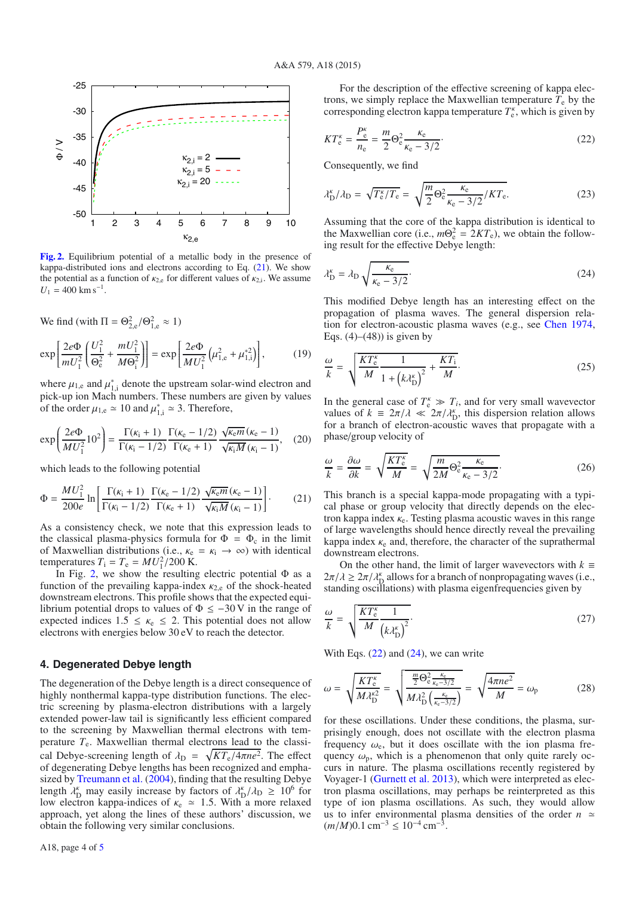**Fig. 2.** Equilibrium potential of a metallic body in the presence of kappa-distributed ions and electrons according to Eq. (21). We show the potential as a function of $\kappa_{2,e}$ for different values of $\kappa_{2,i}$. We assume $U_1 = 400\ \mathrm{km\,s^{-1}}$.

We find (with $\Pi = \Theta_{2,e}^2/\Theta_{1,e}^2 \approx 1$)

$$\exp\left[\frac{2e\Phi}{mU_1^2}\left(\frac{U_1^2}{\Theta_e^2} + \frac{mU_1^2}{M\Theta_i^2}\right)\right] = \exp\left[\frac{2e\Phi}{MU_1^2}\left(\mu_{1,e}^2 + \mu_{1,i}^{*2}\right)\right], \tag{19}$$

where $\mu_{1,e}$ and $\mu_{1,i}^*$ denote the upstream solar-wind electron and pick-up ion Mach numbers. These numbers are given by values of the order $\mu_{1,e} \simeq 10$ and $\mu_{1,i}^* \simeq 3$. Therefore,

$$\exp\left(\frac{2e\Phi}{MU_1^2}10^2\right) = \frac{\Gamma(\kappa_i+1)}{\Gamma(\kappa_i-1/2)}\frac{\Gamma(\kappa_e-1/2)}{\Gamma(\kappa_e+1)}\frac{\sqrt{\kappa_e m}\,(\kappa_e-1)}{\sqrt{\kappa_i M}\,(\kappa_i-1)}, \tag{20}$$

which leads to the following potential

$$\Phi = \frac{MU_1^2}{200e}\ln\left[\frac{\Gamma(\kappa_i+1)}{\Gamma(\kappa_i-1/2)}\frac{\Gamma(\kappa_e-1/2)}{\Gamma(\kappa_e+1)}\frac{\sqrt{\kappa_e m}\,(\kappa_e-1)}{\sqrt{\kappa_i M}\,(\kappa_i-1)}\right]. \tag{21}$$

As a consistency check, we note that this expression leads to the classical plasma-physics formula for $\Phi = \Phi_c$ in the limit of Maxwellian distributions (i.e., $\kappa_e = \kappa_i \rightarrow \infty$) with identical temperatures $T_i = T_e = MU_1^2/200$ K.

In Fig. 2, we show the resulting electric potential $\Phi$ as a function of the prevailing kappa-index $\kappa_{2,e}$ of the shock-heated downstream electrons. This profile shows that the expected equilibrium potential drops to values of $\Phi \leq -30$ V in the range of expected indices $1.5 \leq \kappa_e \leq 2$. This potential does not allow electrons with energies below 30 eV to reach the detector.

## 4. Degenerated Debye length

The degeneration of the Debye length is a direct consequence of highly nonthermal kappa-type distribution functions. The electric screening by plasma-electron distributions with a largely extended power-law tail is significantly less efficient compared to the screening by Maxwellian thermal electrons with temperature $T_e$. Maxwellian thermal electrons lead to the classical Debye-screening length of $\lambda_D = \sqrt{KT_e/4\pi ne^2}$. The effect of degenerating Debye lengths has been recognized and emphasized by Treumann et al. (2004), finding that the resulting Debye length $\lambda_D^\kappa$ may easily increase by factors of $\lambda_D^\kappa/\lambda_D \geq 10^6$ for low electron kappa-indices of $\kappa_e \simeq 1.5$. With a more relaxed approach, yet along the lines of these authors' discussion, we obtain the following very similar conclusions.

For the description of the effective screening of kappa electrons, we simply replace the Maxwellian temperature $T_e$ by the corresponding electron kappa temperature $T_e^\kappa$, which is given by

$$KT_e^\kappa = \frac{P_e^\kappa}{n_e} = \frac{m}{2}\Theta_e^2\frac{\kappa_e}{\kappa_e-3/2}. \tag{22}$$

Consequently, we find

$$\lambda_D^\kappa/\lambda_D = \sqrt{T_e^\kappa/T_e} = \sqrt{\frac{m}{2}\Theta_e^2\frac{\kappa_e}{\kappa_e-3/2}/KT_e}. \tag{23}$$

Assuming that the core of the kappa distribution is identical to the Maxwellian core (i.e., $m\Theta_e^2 = 2KT_e$), we obtain the following result for the effective Debye length:

$$\lambda_D^\kappa = \lambda_D\sqrt{\frac{\kappa_e}{\kappa_e-3/2}}. \tag{24}$$

This modified Debye length has an interesting effect on the propagation of plasma waves. The general dispersion relation for electron-acoustic plasma waves (e.g., see Chen 1974, Eqs. (4)–(48)) is given by

$$\frac{\omega}{k} = \sqrt{\frac{KT_e^\kappa}{M}\frac{1}{1+\left(k\lambda_D^\kappa\right)^2} + \frac{KT_i}{M}}. \tag{25}$$

In the general case of $T_e^\kappa \gg T_i$, and for very small wavevector values of $k \equiv 2\pi/\lambda \ll 2\pi/\lambda_D^\kappa$, this dispersion relation allows for a branch of electron-acoustic waves that propagate with a phase/group velocity of

$$\frac{\omega}{k} = \frac{\partial\omega}{\partial k} = \sqrt{\frac{KT_e^\kappa}{M}} = \sqrt{\frac{m}{2M}\Theta_e^2\frac{\kappa_e}{\kappa_e-3/2}}. \tag{26}$$

This branch is a special kappa-mode propagating with a typical phase or group velocity that directly depends on the electron kappa index $\kappa_e$. Testing plasma acoustic waves in this range of large wavelengths should hence directly reveal the prevailing kappa index $\kappa_e$ and, therefore, the character of the suprathermal downstream electrons.

On the other hand, the limit of larger wavevectors with $k \equiv 2\pi/\lambda \geq 2\pi/\lambda_D^\kappa$ allows for a branch of nonpropagating waves (i.e., standing oscillations) with plasma eigenfrequencies given by

$$\frac{\omega}{k} = \sqrt{\frac{KT_e^\kappa}{M}\frac{1}{\left(k\lambda_D^\kappa\right)^2}}. \tag{27}$$

With Eqs. (22) and (24), we can write

$$\omega = \sqrt{\frac{KT_e^\kappa}{M\lambda_D^{\kappa 2}}} = \sqrt{\frac{\frac{m}{2}\Theta_e^2\frac{\kappa_e}{\kappa_e-3/2}}{M\lambda_D^2\left(\frac{\kappa_e}{\kappa_e-3/2}\right)}} = \sqrt{\frac{4\pi ne^2}{M}} = \omega_p \tag{28}$$

for these oscillations. Under these conditions, the plasma, surprisingly enough, does not oscillate with the electron plasma frequency $\omega_e$, but it does oscillate with the ion plasma frequency $\omega_p$, which is a phenomenon that only quite rarely occurs in nature. The plasma oscillations recently registered by Voyager-1 (Gurnett et al. 2013), which were interpreted as electron plasma oscillations, may perhaps be reinterpreted as this type of ion plasma oscillations. As such, they would allow us to infer environmental plasma densities of the order $n \simeq (m/M)0.1\ \mathrm{cm^{-3}} \leq 10^{-4}\ \mathrm{cm^{-3}}$.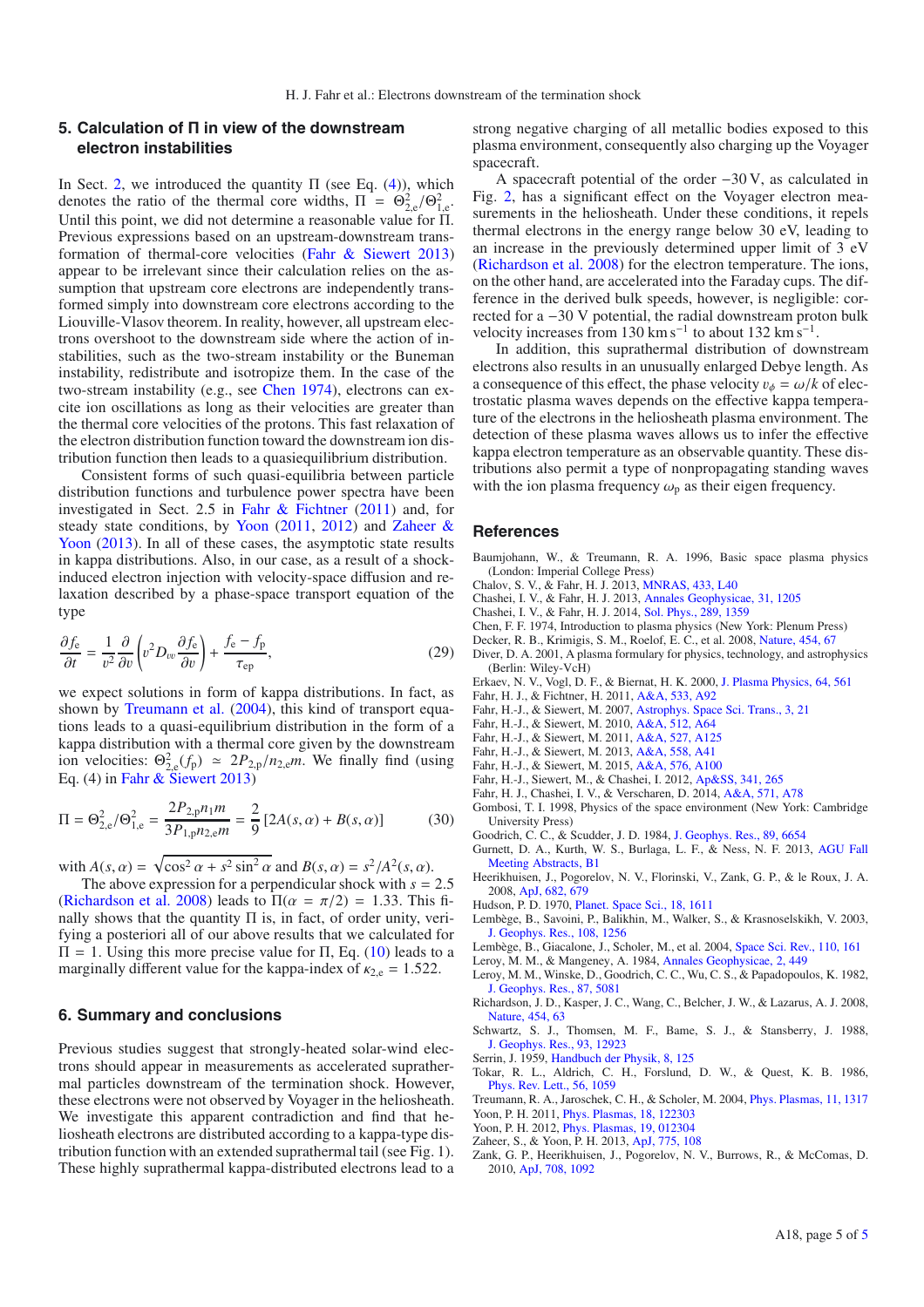## 5. Calculation of $\Pi$ in view of the downstream electron instabilities

In Sect. 2, we introduced the quantity $\Pi$ (see Eq. (4)), which denotes the ratio of the thermal core widths, $\Pi = \Theta_{2,e}^2/\Theta_{1,e}^2$. Until this point, we did not determine a reasonable value for $\Pi$. Previous expressions based on an upstream-downstream transformation of thermal-core velocities (Fahr & Siewert 2013) appear to be irrelevant since their calculation relies on the assumption that upstream core electrons are independently transformed simply into downstream core electrons according to the Liouville-Vlasov theorem. In reality, however, all upstream electrons overshoot to the downstream side where the action of instabilities, such as the two-stream instability or the Buneman instability, redistribute and isotropize them. In the case of the two-stream instability (e.g., see Chen 1974), electrons can excite ion oscillations as long as their velocities are greater than the thermal core velocities of the protons. This fast relaxation of the electron distribution function toward the downstream ion distribution function then leads to a quasiequilibrium distribution.

Consistent forms of such quasi-equilibria between particle distribution functions and turbulence power spectra have been investigated in Sect. 2.5 in Fahr & Fichtner (2011) and, for steady state conditions, by Yoon (2011, 2012) and Zaheer & Yoon (2013). In all of these cases, the asymptotic state results in kappa distributions. Also, in our case, as a result of a shock-induced electron injection with velocity-space diffusion and relaxation described by a phase-space transport equation of the type

$$\frac{\partial f_e}{\partial t} = \frac{1}{v^2}\frac{\partial}{\partial v}\left(v^2 D_{vv}\frac{\partial f_e}{\partial v}\right) + \frac{f_e - f_p}{\tau_{ep}}, \tag{29}$$

we expect solutions in form of kappa distributions. In fact, as shown by Treumann et al. (2004), this kind of transport equations leads to a quasi-equilibrium distribution in the form of a kappa distribution with a thermal core given by the downstream ion velocities: $\Theta_{2,e}^2(f_p) \simeq 2P_{2,p}/n_{2,e}m$. We finally find (using Eq. (4) in Fahr & Siewert 2013)

$$\Pi = \Theta_{2,e}^2/\Theta_{1,e}^2 = \frac{2P_{2,p}n_1 m}{3P_{1,p}n_{2,e}m} = \frac{2}{9}\left[2A(s,\alpha) + B(s,\alpha)\right] \tag{30}$$

with $A(s,\alpha) = \sqrt{\cos^2\alpha + s^2\sin^2\alpha}$ and $B(s,\alpha) = s^2/A^2(s,\alpha)$.

The above expression for a perpendicular shock with $s = 2.5$ (Richardson et al. 2008) leads to $\Pi(\alpha = \pi/2) = 1.33$. This finally shows that the quantity $\Pi$ is, in fact, of order unity, verifying a posteriori all of our above results that we calculated for $\Pi = 1$. Using this more precise value for $\Pi$, Eq. (10) leads to a marginally different value for the kappa-index of $\kappa_{2,e} = 1.522$.

## 6. Summary and conclusions

Previous studies suggest that strongly-heated solar-wind electrons should appear in measurements as accelerated suprathermal particles downstream of the termination shock. However, these electrons were not observed by Voyager in the heliosheath. We investigate this apparent contradiction and find that heliosheath electrons are distributed according to a kappa-type distribution function with an extended suprathermal tail (see Fig. 1). These highly suprathermal kappa-distributed electrons lead to a strong negative charging of all metallic bodies exposed to this plasma environment, consequently also charging up the Voyager spacecraft.

A spacecraft potential of the order $-30$ V, as calculated in Fig. 2, has a significant effect on the Voyager electron measurements in the heliosheath. Under these conditions, it repels thermal electrons in the energy range below 30 eV, leading to an increase in the previously determined upper limit of 3 eV (Richardson et al. 2008) for the electron temperature. The ions, on the other hand, are accelerated into the Faraday cups. The difference in the derived bulk speeds, however, is negligible: corrected for a $-30$ V potential, the radial downstream proton bulk velocity increases from 130 km s$^{-1}$ to about 132 km s$^{-1}$.

In addition, this suprathermal distribution of downstream electrons also results in an unusually enlarged Debye length. As a consequence of this effect, the phase velocity $v_\phi = \omega/k$ of electrostatic plasma waves depends on the effective kappa temperature of the electrons in the heliosheath plasma environment. The detection of these plasma waves allows us to infer the effective kappa electron temperature as an observable quantity. These distributions also permit a type of nonpropagating standing waves with the ion plasma frequency $\omega_p$ as their eigen frequency.

## References

Baumjohann, W., & Treumann, R. A. 1996, Basic space plasma physics (London: Imperial College Press)
Chalov, S. V., & Fahr, H. J. 2013, MNRAS, 433, L40
Chashei, I. V., & Fahr, H. J. 2013, Annales Geophysicae, 31, 1205
Chashei, I. V., & Fahr, H. J. 2014, Sol. Phys., 289, 1359
Chen, F. F. 1974, Introduction to plasma physics (New York: Plenum Press)
Decker, R. B., Krimigis, S. M., Roelof, E. C., et al. 2008, Nature, 454, 67
Diver, D. A. 2001, A plasma formulary for physics, technology, and astrophysics (Berlin: Wiley-VCH)
Erkaev, N. V., Vogl, D. F., & Biernat, H. K. 2000, J. Plasma Physics, 64, 561
Fahr, H. J., & Fichtner, H. 2011, A&A, 533, A92
Fahr, H.-J., & Siewert, M. 2007, Astrophys. Space Sci. Trans., 3, 21
Fahr, H.-J., & Siewert, M. 2010, A&A, 512, A64
Fahr, H.-J., & Siewert, M. 2011, A&A, 527, A125
Fahr, H.-J., & Siewert, M. 2013, A&A, 558, A41
Fahr, H.-J., & Siewert, M. 2015, A&A, 576, A100
Fahr, H.-J., Siewert, M., & Chashei, I. 2012, Ap&SS, 341, 265
Fahr, H. J., Chashei, I. V., & Verscharen, D. 2014, A&A, 571, A78
Gombosi, T. I. 1998, Physics of the space environment (New York: Cambridge University Press)
Goodrich, C. C., & Scudder, J. D. 1984, J. Geophys. Res., 89, 6654
Gurnett, D. A., Kurth, W. S., Burlaga, L. F., & Ness, N. F. 2013, AGU Fall Meeting Abstracts, B1
Heerikhuisen, J., Pogorelov, N. V., Florinski, V., Zank, G. P., & le Roux, J. A. 2008, ApJ, 682, 679
Hudson, P. D. 1970, Planet. Space Sci., 18, 1611
Lembège, B., Savoini, P., Balikhin, M., Walker, S., & Krasnoselskikh, V. 2003, J. Geophys. Res., 108, 1256
Lembège, B., Giacalone, J., Scholer, M., et al. 2004, Space Sci. Rev., 110, 161
Leroy, M. M., & Mangeney, A. 1984, Annales Geophysicae, 2, 449
Leroy, M. M., Winske, D., Goodrich, C. C., Wu, C. S., & Papadopoulos, K. 1982, J. Geophys. Res., 87, 5081
Richardson, J. D., Kasper, J. C., Wang, C., Belcher, J. W., & Lazarus, A. J. 2008, Nature, 454, 63
Schwartz, S. J., Thomsen, M. F., Bame, S. J., & Stansberry, J. 1988, J. Geophys. Res., 93, 12923
Serrin, J. 1959, Handbuch der Physik, 8, 125
Tokar, R. L., Aldrich, C. H., Forslund, D. W., & Quest, K. B. 1986, Phys. Rev. Lett., 56, 1059
Treumann, R. A., Jaroschek, C. H., & Scholer, M. 2004, Phys. Plasmas, 11, 1317
Yoon, P. H. 2011, Phys. Plasmas, 18, 122303
Yoon, P. H. 2012, Phys. Plasmas, 19, 012304
Zaheer, S., & Yoon, P. H. 2013, ApJ, 775, 108
Zank, G. P., Heerikhuisen, J., Pogorelov, N. V., Burrows, R., & McComas, D. 2010, ApJ, 708, 1092